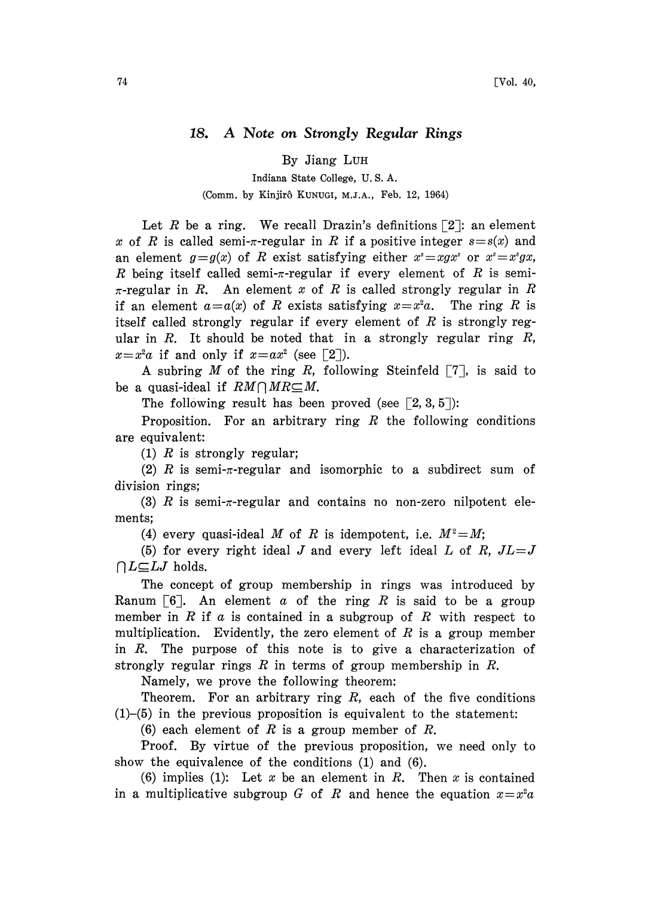# 18. A Note on Strongly Regular Rings

By Jiang LUH

Indiana State College, U. S. A.

(Comm. by Kinjirô KUNUGI, M.J.A., Feb. 12, 1964)

Let $R$ be a ring. We recall Drazin's definitions [2]: an element $x$ of $R$ is called semi-$\pi$-regular in $R$ if a positive integer $s=s(x)$ and an element $g=g(x)$ of $R$ exist satisfying either $x^s=xgx^s$ or $x^s=x^sgx$, $R$ being itself called semi-$\pi$-regular if every element of $R$ is semi-$\pi$-regular in $R$. An element $x$ of $R$ is called strongly regular in $R$ if an element $a=a(x)$ of $R$ exists satisfying $x=x^2a$. The ring $R$ is itself called strongly regular if every element of $R$ is strongly regular in $R$. It should be noted that in a strongly regular ring $R$, $x=x^2a$ if and only if $x=ax^2$ (see [2]).

A subring $M$ of the ring $R$, following Steinfeld [7], is said to be a quasi-ideal if $RM\cap MR\subseteq M$.

The following result has been proved (see [2, 3, 5]):

Proposition. For an arbitrary ring $R$ the following conditions are equivalent:

(1) $R$ is strongly regular;

(2) $R$ is semi-$\pi$-regular and isomorphic to a subdirect sum of division rings;

(3) $R$ is semi-$\pi$-regular and contains no non-zero nilpotent elements;

(4) every quasi-ideal $M$ of $R$ is idempotent, i.e. $M^2=M$;

(5) for every right ideal $J$ and every left ideal $L$ of $R$, $JL=J\cap L\subseteq LJ$ holds.

The concept of group membership in rings was introduced by Ranum [6]. An element $a$ of the ring $R$ is said to be a group member in $R$ if $a$ is contained in a subgroup of $R$ with respect to multiplication. Evidently, the zero element of $R$ is a group member in $R$. The purpose of this note is to give a characterization of strongly regular rings $R$ in terms of group membership in $R$.

Namely, we prove the following theorem:

Theorem. For an arbitrary ring $R$, each of the five conditions (1)–(5) in the previous proposition is equivalent to the statement:

(6) each element of $R$ is a group member of $R$.

Proof. By virtue of the previous proposition, we need only to show the equivalence of the conditions (1) and (6).

(6) implies (1): Let $x$ be an element in $R$. Then $x$ is contained in a multiplicative subgroup $G$ of $R$ and hence the equation $x=x^2a$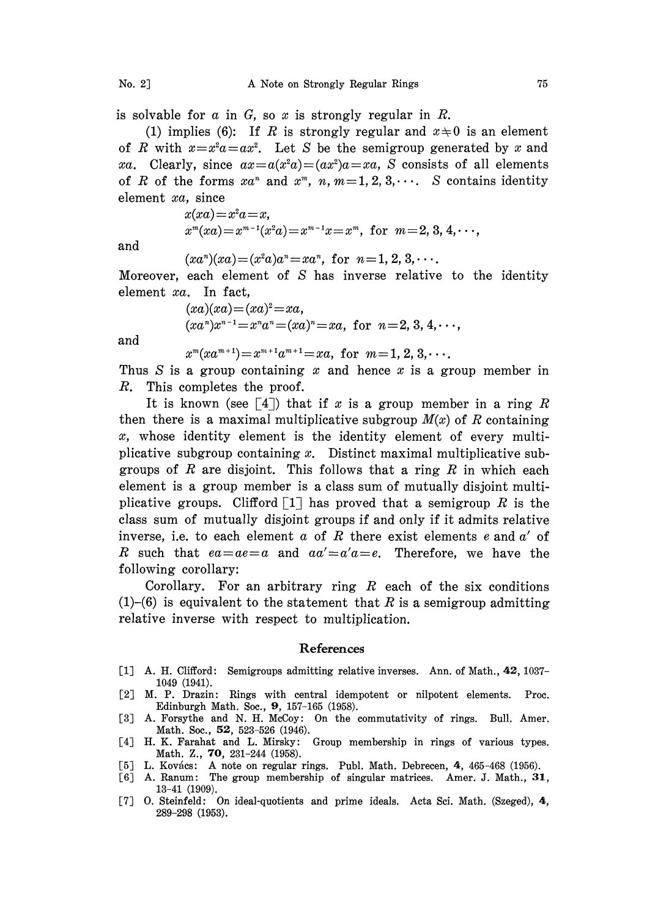is solvable for $a$ in $G$, so $x$ is strongly regular in $R$.

(1) implies (6): If $R$ is strongly regular and $x \neq 0$ is an element of $R$ with $x = x^2a = ax^2$. Let $S$ be the semigroup generated by $x$ and $xa$. Clearly, since $ax = a(x^2a) = (ax^2)a = xa$, $S$ consists of all elements of $R$ of the forms $xa^n$ and $x^m$, $n, m = 1, 2, 3, \cdots$. $S$ contains identity element $xa$, since

$$x(xa) = x^2a = x,$$

$$x^m(xa) = x^{m-1}(x^2a) = x^{m-1}x = x^m, \text{ for } m = 2, 3, 4, \cdots,$$

and

$$(xa^n)(xa) = (x^2a)a^n = xa^n, \text{ for } n = 1, 2, 3, \cdots.$$

Moreover, each element of $S$ has inverse relative to the identity element $xa$. In fact,

$$(xa)(xa) = (xa)^2 = xa,$$

$$(xa^n)x^{n-1} = x^na^n = (xa)^n = xa, \text{ for } n = 2, 3, 4, \cdots,$$

and

$$x^m(xa^{m+1}) = x^{m+1}a^{m+1} = xa, \text{ for } m = 1, 2, 3, \cdots.$$

Thus $S$ is a group containing $x$ and hence $x$ is a group member in $R$. This completes the proof.

It is known (see [4]) that if $x$ is a group member in a ring $R$ then there is a maximal multiplicative subgroup $M(x)$ of $R$ containing $x$, whose identity element is the identity element of every multiplicative subgroup containing $x$. Distinct maximal multiplicative subgroups of $R$ are disjoint. This follows that a ring $R$ in which each element is a group member is a class sum of mutually disjoint multiplicative groups. Clifford [1] has proved that a semigroup $R$ is the class sum of mutually disjoint groups if and only if it admits relative inverse, i.e. to each element $a$ of $R$ there exist elements $e$ and $a'$ of $R$ such that $ea = ae = a$ and $aa' = a'a = e$. Therefore, we have the following corollary:

Corollary. For an arbitrary ring $R$ each of the six conditions (1)–(6) is equivalent to the statement that $R$ is a semigroup admitting relative inverse with respect to multiplication.

## References

[1] A. H. Clifford: Semigroups admitting relative inverses. Ann. of Math., **42**, 1037–1049 (1941).

[2] M. P. Drazin: Rings with central idempotent or nilpotent elements. Proc. Edinburgh Math. Soc., **9**, 157–165 (1958).

[3] A. Forsythe and N. H. McCoy: On the commutativity of rings. Bull. Amer. Math. Soc., **52**, 523–526 (1946).

[4] H. K. Farahat and L. Mirsky: Group membership in rings of various types. Math. Z., **70**, 231–244 (1958).

[5] L. Kovács: A note on regular rings. Publ. Math. Debrecen, **4**, 465–468 (1956).

[6] A. Ranum: The group membership of singular matrices. Amer. J. Math., **31**, 13–41 (1909).

[7] O. Steinfeld: On ideal-quotients and prime ideals. Acta Sci. Math. (Szeged), **4**, 289–298 (1953).